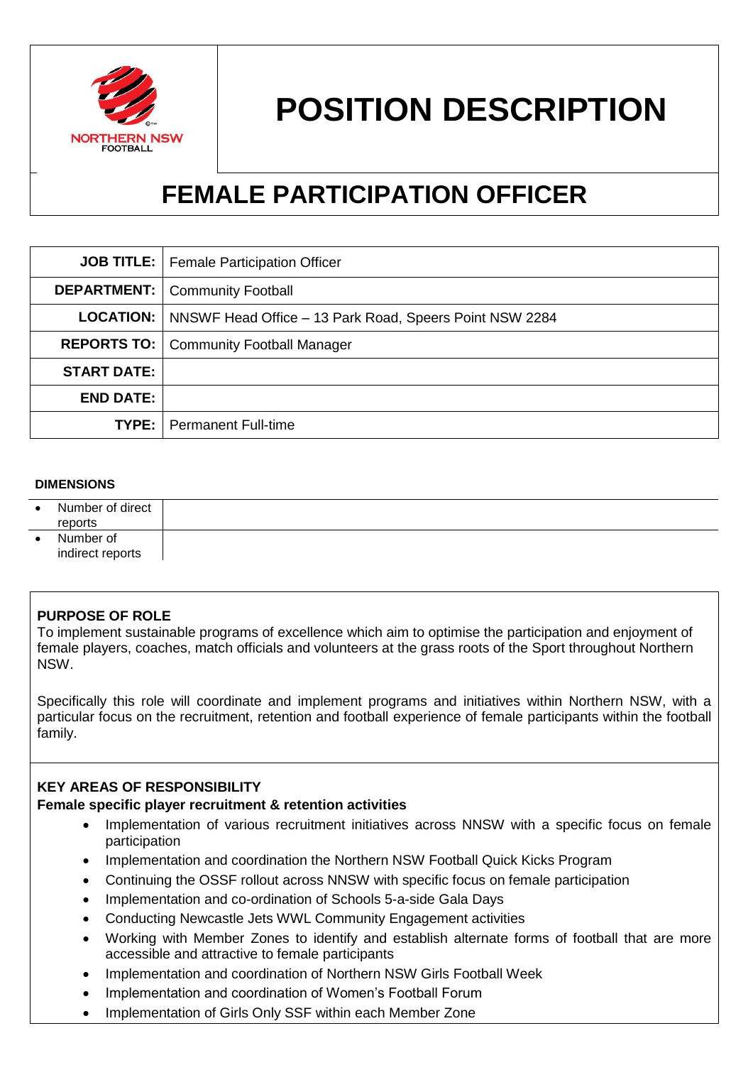NORTHERN NSW FOOTBALL

# POSITION DESCRIPTION

# FEMALE PARTICIPATION OFFICER

| | |
|---|---|
| **JOB TITLE:** | Female Participation Officer |
| **DEPARTMENT:** | Community Football |
| **LOCATION:** | NNSWF Head Office – 13 Park Road, Speers Point NSW 2284 |
| **REPORTS TO:** | Community Football Manager |
| **START DATE:** | |
| **END DATE:** | |
| **TYPE:** | Permanent Full-time |

**DIMENSIONS**

| | |
|---|---|
| • Number of direct reports | |
| • Number of indirect reports | |

**PURPOSE OF ROLE**

To implement sustainable programs of excellence which aim to optimise the participation and enjoyment of female players, coaches, match officials and volunteers at the grass roots of the Sport throughout Northern NSW.

Specifically this role will coordinate and implement programs and initiatives within Northern NSW, with a particular focus on the recruitment, retention and football experience of female participants within the football family.

**KEY AREAS OF RESPONSIBILITY**

**Female specific player recruitment & retention activities**

- Implementation of various recruitment initiatives across NNSW with a specific focus on female participation
- Implementation and coordination the Northern NSW Football Quick Kicks Program
- Continuing the OSSF rollout across NNSW with specific focus on female participation
- Implementation and co-ordination of Schools 5-a-side Gala Days
- Conducting Newcastle Jets WWL Community Engagement activities
- Working with Member Zones to identify and establish alternate forms of football that are more accessible and attractive to female participants
- Implementation and coordination of Northern NSW Girls Football Week
- Implementation and coordination of Women's Football Forum
- Implementation of Girls Only SSF within each Member Zone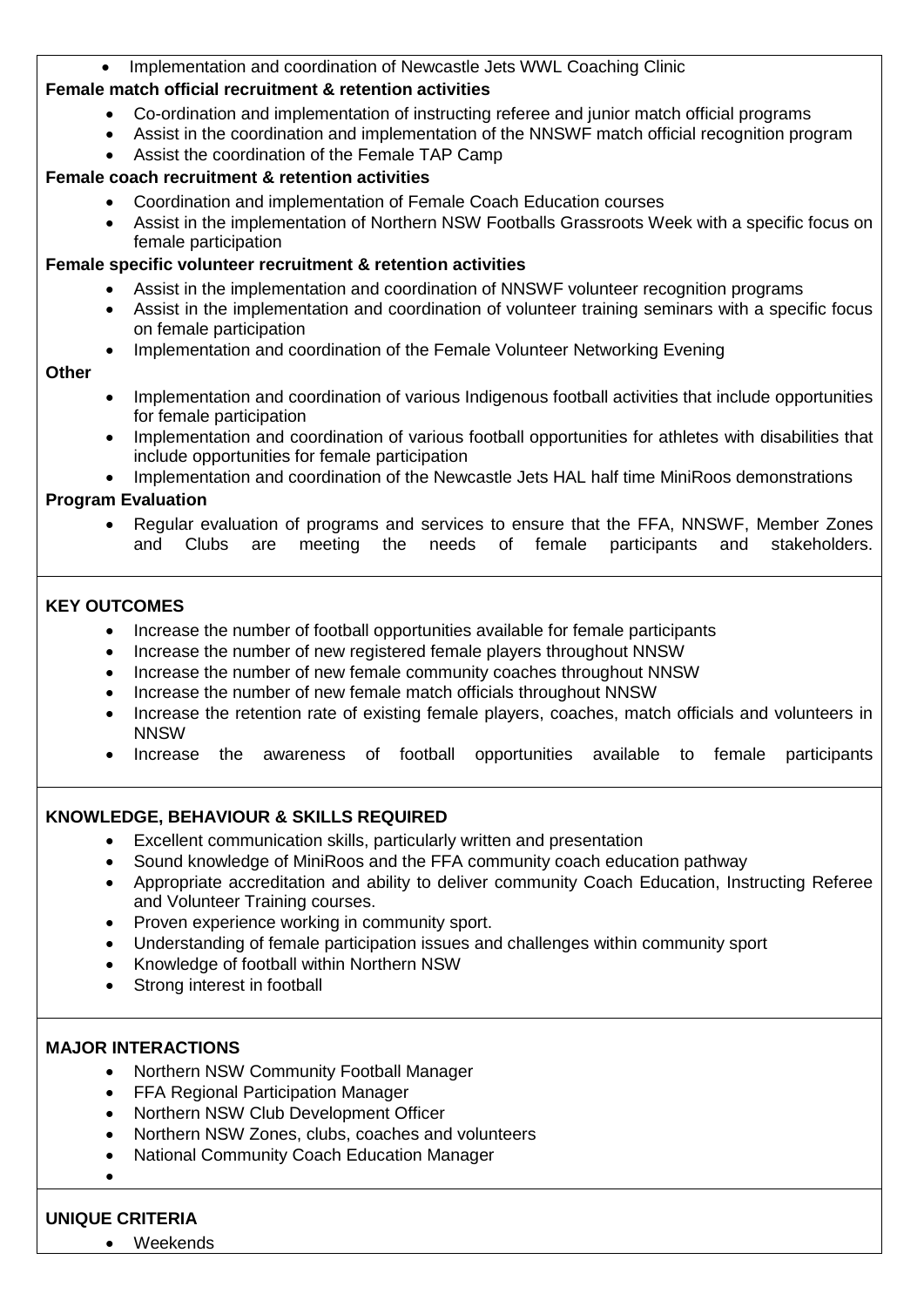- Implementation and coordination of Newcastle Jets WWL Coaching Clinic

**Female match official recruitment & retention activities**

- Co-ordination and implementation of instructing referee and junior match official programs
- Assist in the coordination and implementation of the NNSWF match official recognition program
- Assist the coordination of the Female TAP Camp

**Female coach recruitment & retention activities**

- Coordination and implementation of Female Coach Education courses
- Assist in the implementation of Northern NSW Footballs Grassroots Week with a specific focus on female participation

**Female specific volunteer recruitment & retention activities**

- Assist in the implementation and coordination of NNSWF volunteer recognition programs
- Assist in the implementation and coordination of volunteer training seminars with a specific focus on female participation
- Implementation and coordination of the Female Volunteer Networking Evening

**Other**

- Implementation and coordination of various Indigenous football activities that include opportunities for female participation
- Implementation and coordination of various football opportunities for athletes with disabilities that include opportunities for female participation
- Implementation and coordination of the Newcastle Jets HAL half time MiniRoos demonstrations

**Program Evaluation**

- Regular evaluation of programs and services to ensure that the FFA, NNSWF, Member Zones and Clubs are meeting the needs of female participants and stakeholders.

## KEY OUTCOMES

- Increase the number of football opportunities available for female participants
- Increase the number of new registered female players throughout NNSW
- Increase the number of new female community coaches throughout NNSW
- Increase the number of new female match officials throughout NNSW
- Increase the retention rate of existing female players, coaches, match officials and volunteers in NNSW
- Increase the awareness of football opportunities available to female participants

## KNOWLEDGE, BEHAVIOUR & SKILLS REQUIRED

- Excellent communication skills, particularly written and presentation
- Sound knowledge of MiniRoos and the FFA community coach education pathway
- Appropriate accreditation and ability to deliver community Coach Education, Instructing Referee and Volunteer Training courses.
- Proven experience working in community sport.
- Understanding of female participation issues and challenges within community sport
- Knowledge of football within Northern NSW
- Strong interest in football

## MAJOR INTERACTIONS

- Northern NSW Community Football Manager
- FFA Regional Participation Manager
- Northern NSW Club Development Officer
- Northern NSW Zones, clubs, coaches and volunteers
- National Community Coach Education Manager

## UNIQUE CRITERIA

- Weekends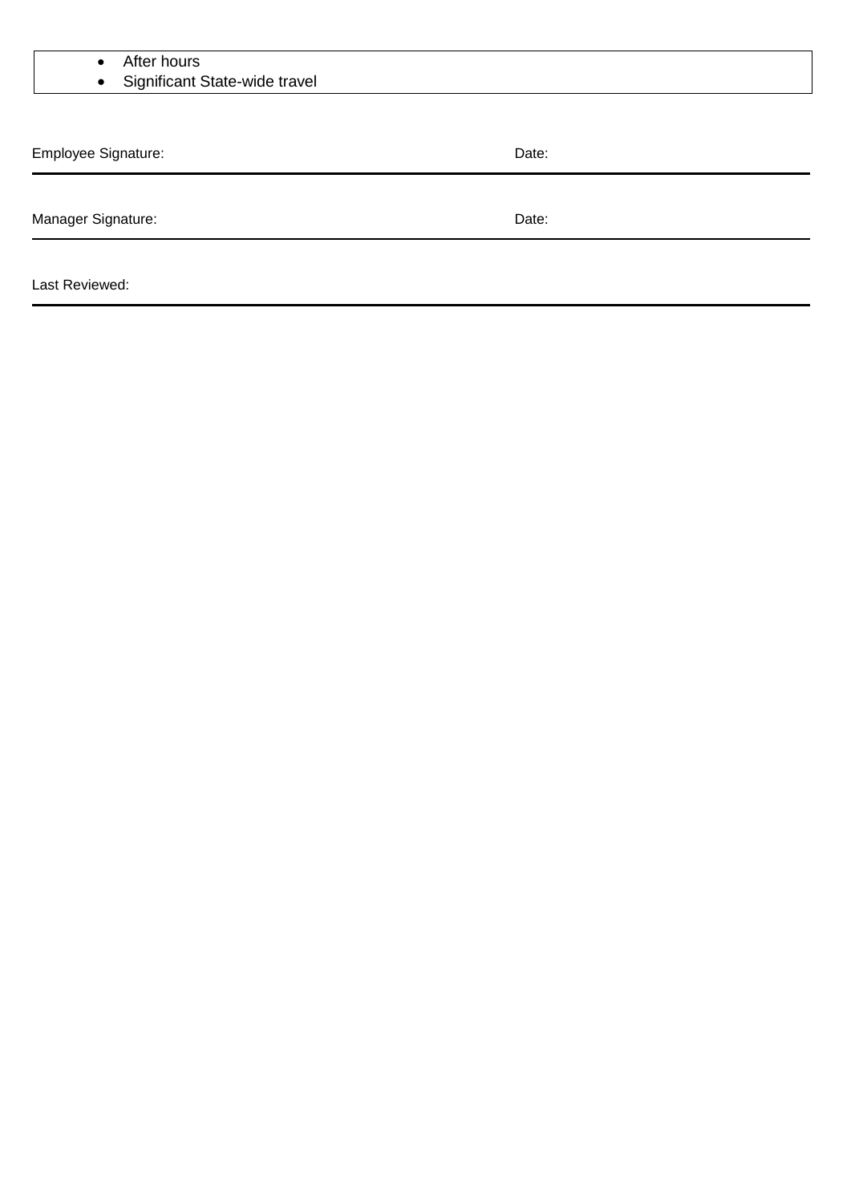- After hours
- Significant State-wide travel

Employee Signature: Date:

Manager Signature: Date:

Last Reviewed: